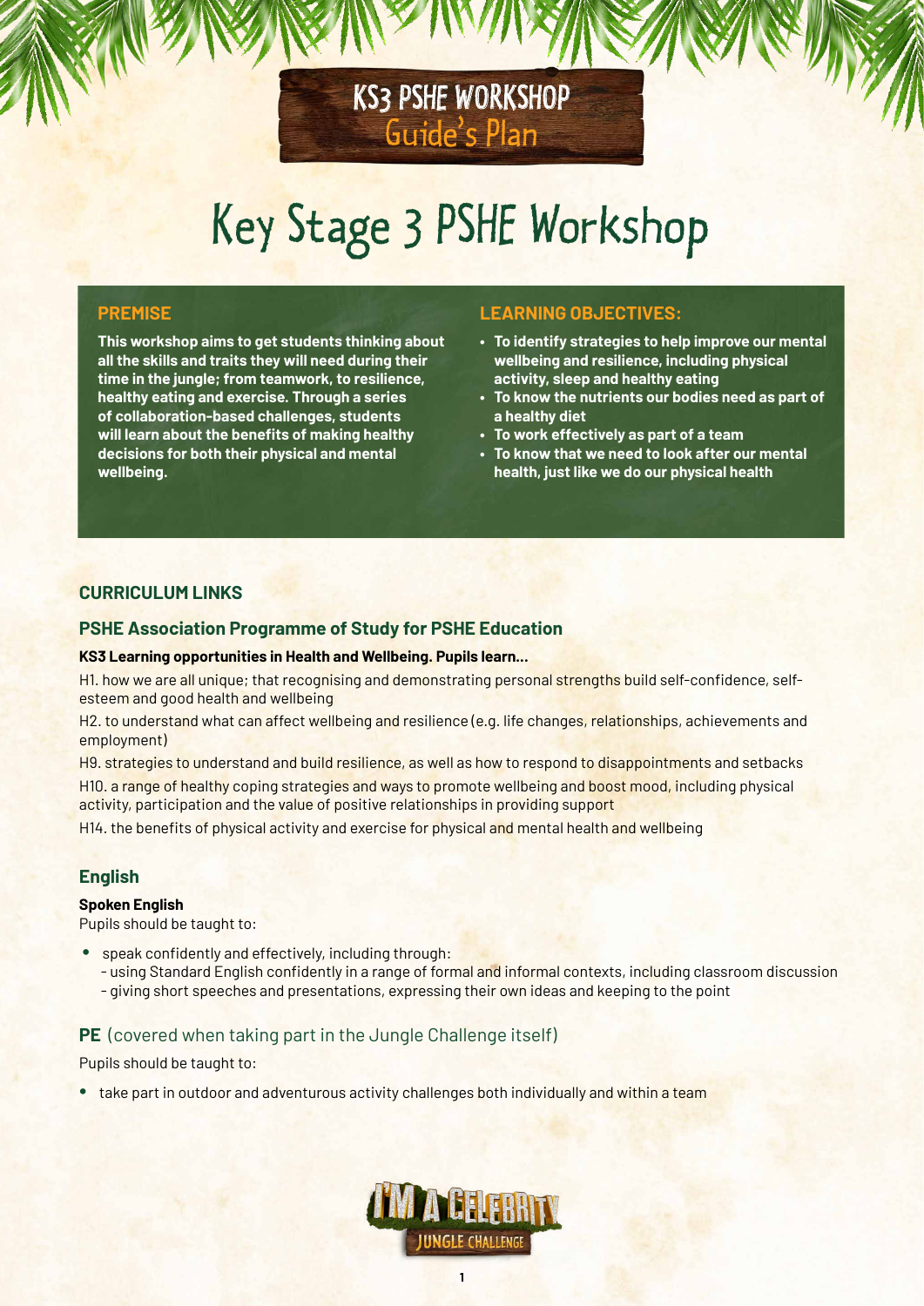KS3 PSHE WORKSHOP
Guide's Plan

# Key Stage 3 PSHE Workshop

## PREMISE

**This workshop aims to get students thinking about all the skills and traits they will need during their time in the jungle; from teamwork, to resilience, healthy eating and exercise. Through a series of collaboration-based challenges, students will learn about the benefits of making healthy decisions for both their physical and mental wellbeing.**

## LEARNING OBJECTIVES:

- **To identify strategies to help improve our mental wellbeing and resilience, including physical activity, sleep and healthy eating**
- **To know the nutrients our bodies need as part of a healthy diet**
- **To work effectively as part of a team**
- **To know that we need to look after our mental health, just like we do our physical health**

## CURRICULUM LINKS

### PSHE Association Programme of Study for PSHE Education

**KS3 Learning opportunities in Health and Wellbeing. Pupils learn...**

H1. how we are all unique; that recognising and demonstrating personal strengths build self-confidence, self-esteem and good health and wellbeing

H2. to understand what can affect wellbeing and resilience (e.g. life changes, relationships, achievements and employment)

H9. strategies to understand and build resilience, as well as how to respond to disappointments and setbacks

H10. a range of healthy coping strategies and ways to promote wellbeing and boost mood, including physical activity, participation and the value of positive relationships in providing support

H14. the benefits of physical activity and exercise for physical and mental health and wellbeing

### English

**Spoken English**

Pupils should be taught to:

- speak confidently and effectively, including through:
  - using Standard English confidently in a range of formal and informal contexts, including classroom discussion
  - giving short speeches and presentations, expressing their own ideas and keeping to the point

### PE (covered when taking part in the Jungle Challenge itself)

Pupils should be taught to:

- take part in outdoor and adventurous activity challenges both individually and within a team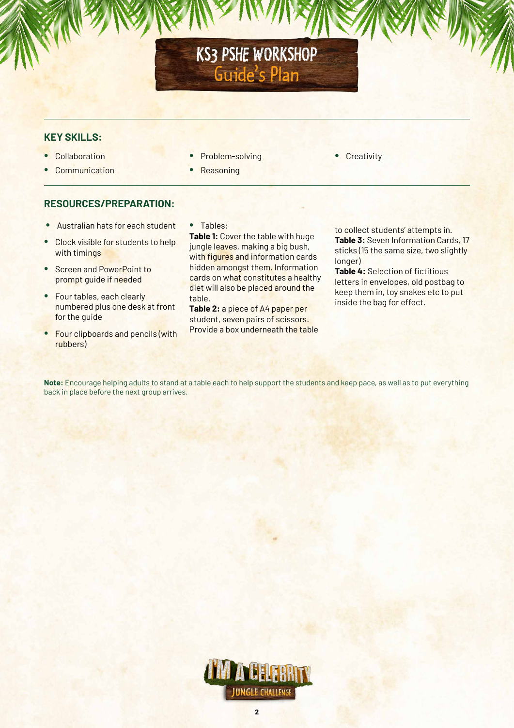# KS3 PSHE WORKSHOP
## Guide's Plan

### KEY SKILLS:

- Collaboration
- Communication
- Problem-solving
- Reasoning
- Creativity

### RESOURCES/PREPARATION:

- Australian hats for each student
- Clock visible for students to help with timings
- Screen and PowerPoint to prompt guide if needed
- Four tables, each clearly numbered plus one desk at front for the guide
- Four clipboards and pencils (with rubbers)
- Tables:
  **Table 1:** Cover the table with huge jungle leaves, making a big bush, with figures and information cards hidden amongst them. Information cards on what constitutes a healthy diet will also be placed around the table.
  **Table 2:** a piece of A4 paper per student, seven pairs of scissors. Provide a box underneath the table to collect students' attempts in.
  **Table 3:** Seven Information Cards, 17 sticks (15 the same size, two slightly longer)
  **Table 4:** Selection of fictitious letters in envelopes, old postbag to keep them in, toy snakes etc to put inside the bag for effect.

**Note:** Encourage helping adults to stand at a table each to help support the students and keep pace, as well as to put everything back in place before the next group arrives.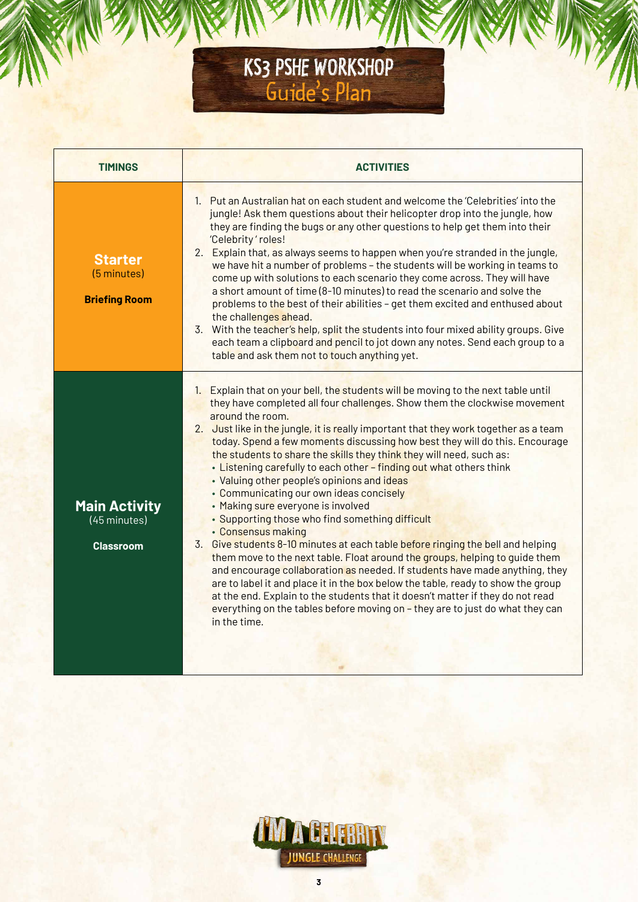# KS3 PSHE WORKSHOP
## Guide's Plan

| TIMINGS | ACTIVITIES |
|---|---|
| **Starter** (5 minutes) **Briefing Room** | 1. Put an Australian hat on each student and welcome the 'Celebrities' into the jungle! Ask them questions about their helicopter drop into the jungle, how they are finding the bugs or any other questions to help get them into their 'Celebrity' roles! 2. Explain that, as always seems to happen when you're stranded in the jungle, we have hit a number of problems – the students will be working in teams to come up with solutions to each scenario they come across. They will have a short amount of time (8-10 minutes) to read the scenario and solve the problems to the best of their abilities – get them excited and enthused about the challenges ahead. 3. With the teacher's help, split the students into four mixed ability groups. Give each team a clipboard and pencil to jot down any notes. Send each group to a table and ask them not to touch anything yet. |
| **Main Activity** (45 minutes) **Classroom** | 1. Explain that on your bell, the students will be moving to the next table until they have completed all four challenges. Show them the clockwise movement around the room. 2. Just like in the jungle, it is really important that they work together as a team today. Spend a few moments discussing how best they will do this. Encourage the students to share the skills they think they will need, such as: • Listening carefully to each other – finding out what others think • Valuing other people's opinions and ideas • Communicating our own ideas concisely • Making sure everyone is involved • Supporting those who find something difficult • Consensus making 3. Give students 8-10 minutes at each table before ringing the bell and helping them move to the next table. Float around the groups, helping to guide them and encourage collaboration as needed. If students have made anything, they are to label it and place it in the box below the table, ready to show the group at the end. Explain to the students that it doesn't matter if they do not read everything on the tables before moving on – they are to just do what they can in the time. |

I'M A CELEBRITY JUNGLE CHALLENGE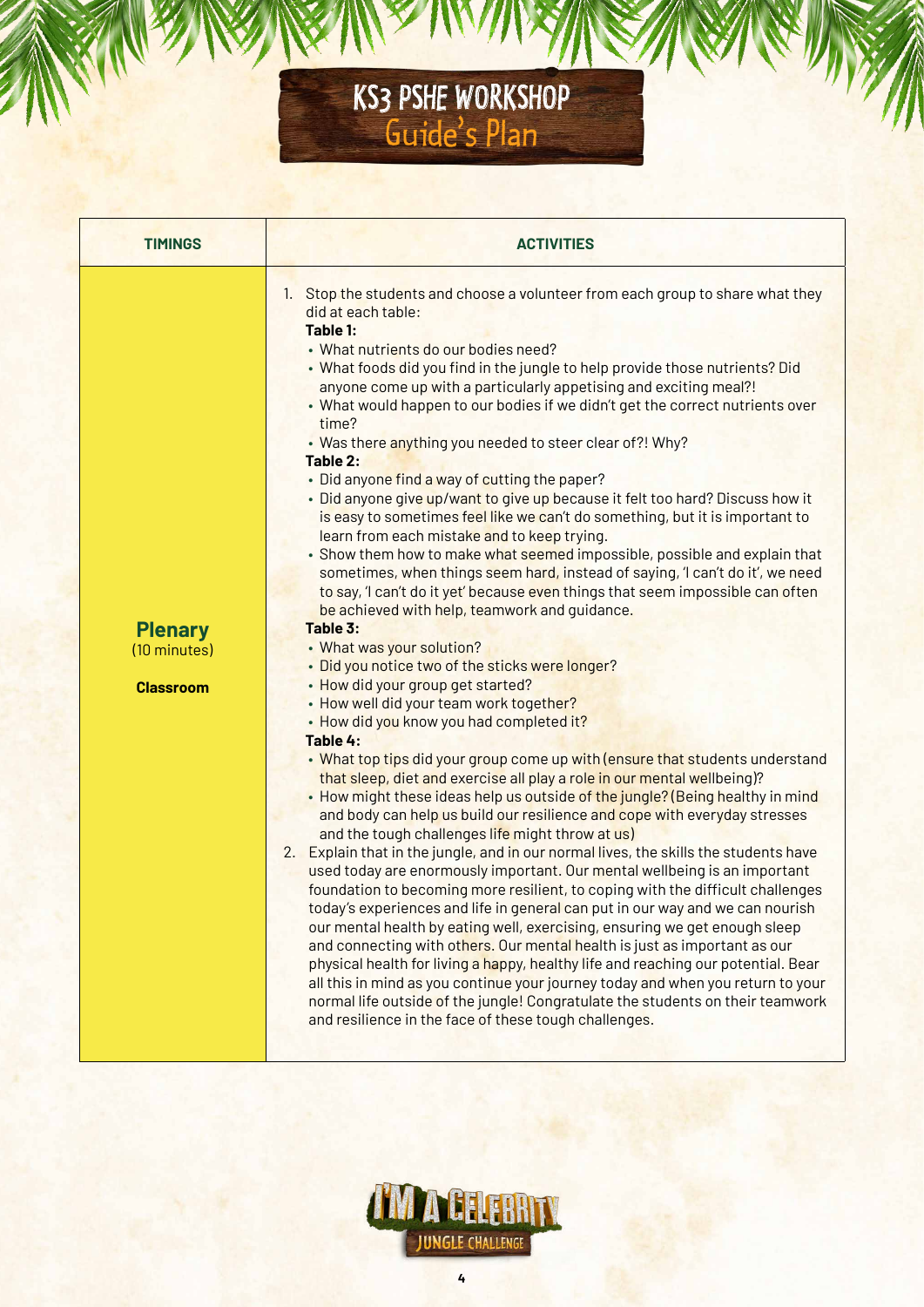# KS3 PSHE WORKSHOP
## Guide's Plan

| TIMINGS | ACTIVITIES |
|---|---|
| **Plenary** (10 minutes)<br><br>**Classroom** | 1. Stop the students and choose a volunteer from each group to share what they did at each table:<br>**Table 1:**<br>• What nutrients do our bodies need?<br>• What foods did you find in the jungle to help provide those nutrients? Did anyone come up with a particularly appetising and exciting meal?!<br>• What would happen to our bodies if we didn't get the correct nutrients over time?<br>• Was there anything you needed to steer clear of?! Why?<br>**Table 2:**<br>• Did anyone find a way of cutting the paper?<br>• Did anyone give up/want to give up because it felt too hard? Discuss how it is easy to sometimes feel like we can't do something, but it is important to learn from each mistake and to keep trying.<br>• Show them how to make what seemed impossible, possible and explain that sometimes, when things seem hard, instead of saying, 'I can't do it', we need to say, 'I can't do it yet' because even things that seem impossible can often be achieved with help, teamwork and guidance.<br>**Table 3:**<br>• What was your solution?<br>• Did you notice two of the sticks were longer?<br>• How did your group get started?<br>• How well did your team work together?<br>• How did you know you had completed it?<br>**Table 4:**<br>• What top tips did your group come up with (ensure that students understand that sleep, diet and exercise all play a role in our mental wellbeing)?<br>• How might these ideas help us outside of the jungle? (Being healthy in mind and body can help us build our resilience and cope with everyday stresses and the tough challenges life might throw at us)<br>2. Explain that in the jungle, and in our normal lives, the skills the students have used today are enormously important. Our mental wellbeing is an important foundation to becoming more resilient, to coping with the difficult challenges today's experiences and life in general can put in our way and we can nourish our mental health by eating well, exercising, ensuring we get enough sleep and connecting with others. Our mental health is just as important as our physical health for living a happy, healthy life and reaching our potential. Bear all this in mind as you continue your journey today and when you return to your normal life outside of the jungle! Congratulate the students on their teamwork and resilience in the face of these tough challenges. |

I'M A CELEBRITY JUNGLE CHALLENGE